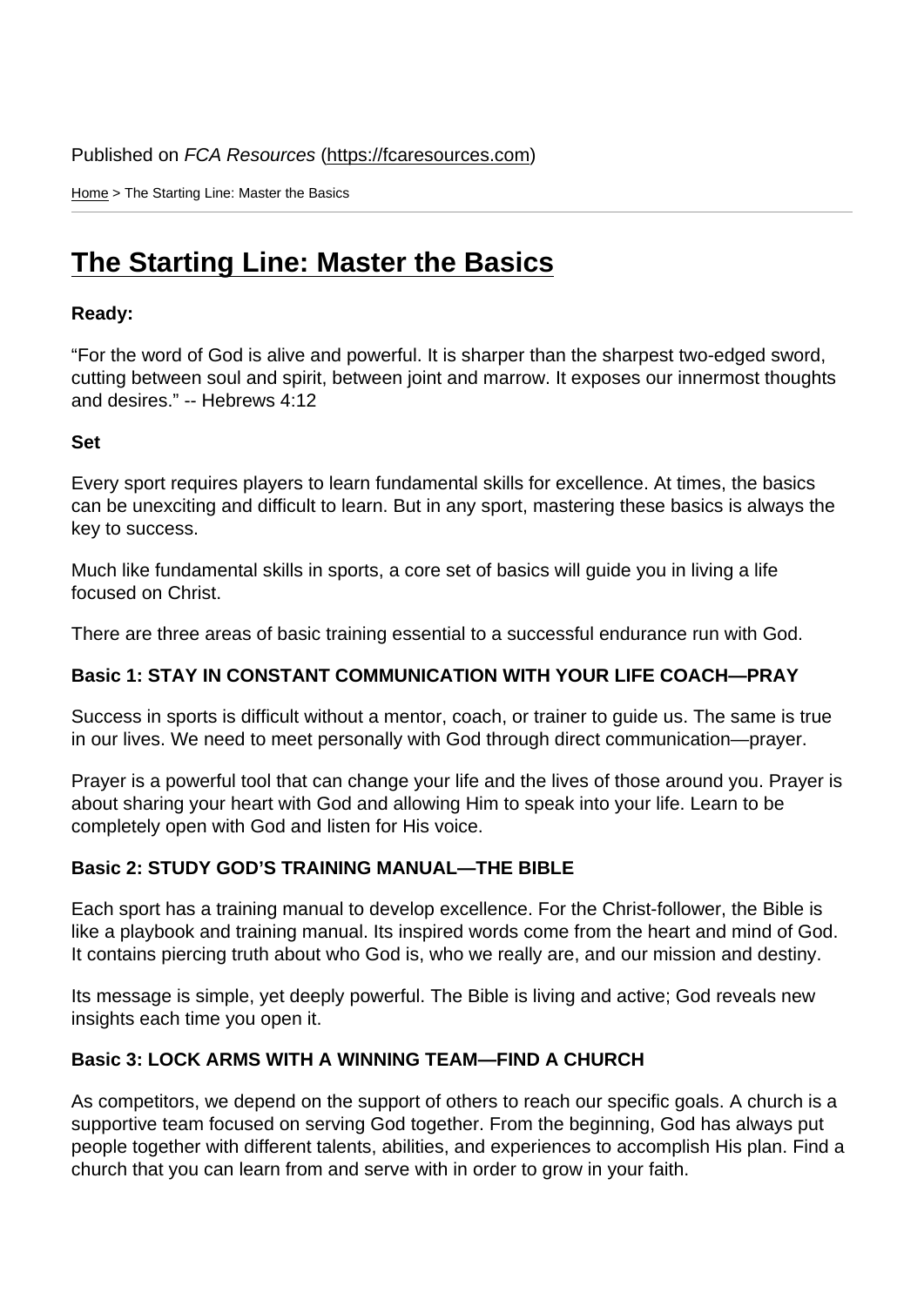Published on *FCA Resources* (https://fcaresources.com)

Home > The Starting Line: Master the Basics

# The Starting Line: Master the Basics

**Ready:**

“For the word of God is alive and powerful. It is sharper than the sharpest two-edged sword, cutting between soul and spirit, between joint and marrow. It exposes our innermost thoughts and desires.” -- Hebrews 4:12

**Set**

Every sport requires players to learn fundamental skills for excellence. At times, the basics can be unexciting and difficult to learn. But in any sport, mastering these basics is always the key to success.

Much like fundamental skills in sports, a core set of basics will guide you in living a life focused on Christ.

There are three areas of basic training essential to a successful endurance run with God.

**Basic 1: STAY IN CONSTANT COMMUNICATION WITH YOUR LIFE COACH—PRAY**

Success in sports is difficult without a mentor, coach, or trainer to guide us. The same is true in our lives. We need to meet personally with God through direct communication—prayer.

Prayer is a powerful tool that can change your life and the lives of those around you. Prayer is about sharing your heart with God and allowing Him to speak into your life. Learn to be completely open with God and listen for His voice.

**Basic 2: STUDY GOD’S TRAINING MANUAL—THE BIBLE**

Each sport has a training manual to develop excellence. For the Christ-follower, the Bible is like a playbook and training manual. Its inspired words come from the heart and mind of God. It contains piercing truth about who God is, who we really are, and our mission and destiny.

Its message is simple, yet deeply powerful. The Bible is living and active; God reveals new insights each time you open it.

**Basic 3: LOCK ARMS WITH A WINNING TEAM—FIND A CHURCH**

As competitors, we depend on the support of others to reach our specific goals. A church is a supportive team focused on serving God together. From the beginning, God has always put people together with different talents, abilities, and experiences to accomplish His plan. Find a church that you can learn from and serve with in order to grow in your faith.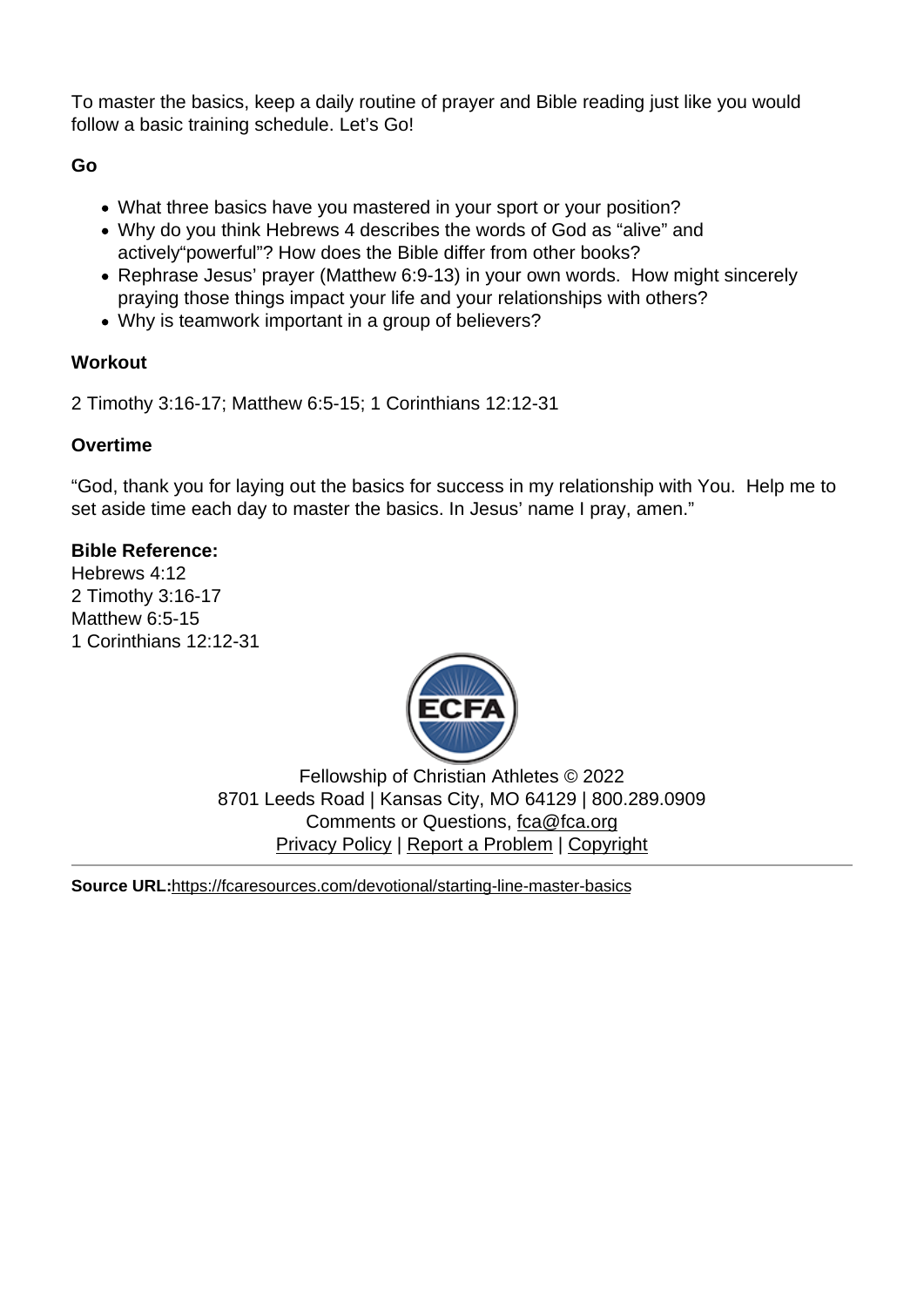To master the basics, keep a daily routine of prayer and Bible reading just like you would follow a basic training schedule. Let's Go!

**Go**

- What three basics have you mastered in your sport or your position?
- Why do you think Hebrews 4 describes the words of God as "alive" and actively"powerful"? How does the Bible differ from other books?
- Rephrase Jesus' prayer (Matthew 6:9-13) in your own words. How might sincerely praying those things impact your life and your relationships with others?
- Why is teamwork important in a group of believers?

**Workout**

2 Timothy 3:16-17; Matthew 6:5-15; 1 Corinthians 12:12-31

**Overtime**

"God, thank you for laying out the basics for success in my relationship with You. Help me to set aside time each day to master the basics. In Jesus' name I pray, amen."

**Bible Reference:**
Hebrews 4:12
2 Timothy 3:16-17
Matthew 6:5-15
1 Corinthians 12:12-31

ECFA

Fellowship of Christian Athletes © 2022
8701 Leeds Road | Kansas City, MO 64129 | 800.289.0909
Comments or Questions, fca@fca.org
Privacy Policy | Report a Problem | Copyright

**Source URL:**https://fcaresources.com/devotional/starting-line-master-basics